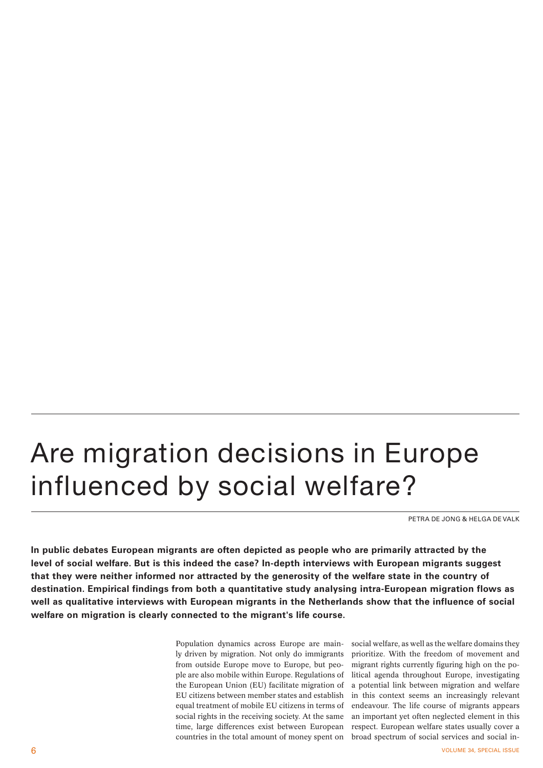# Are migration decisions in Europe influenced by social welfare?

PETRA DE JONG & HELGA DE VALK

**In public debates European migrants are often depicted as people who are primarily attracted by the level of social welfare. But is this indeed the case? In-depth interviews with European migrants suggest that they were neither informed nor attracted by the generosity of the welfare state in the country of destination. Empirical findings from both a quantitative study analysing intra-European migration flows as well as qualitative interviews with European migrants in the Netherlands show that the influence of social welfare on migration is clearly connected to the migrant's life course.**

Population dynamics across Europe are mainly driven by migration. Not only do immigrants from outside Europe move to Europe, but people are also mobile within Europe. Regulations of the European Union (EU) facilitate migration of EU citizens between member states and establish equal treatment of mobile EU citizens in terms of social rights in the receiving society. At the same time, large differences exist between European countries in the total amount of money spent on social welfare, as well as the welfare domains they prioritize. With the freedom of movement and migrant rights currently figuring high on the political agenda throughout Europe, investigating a potential link between migration and welfare in this context seems an increasingly relevant endeavour. The life course of migrants appears an important yet often neglected element in this respect. European welfare states usually cover a broad spectrum of social services and social in-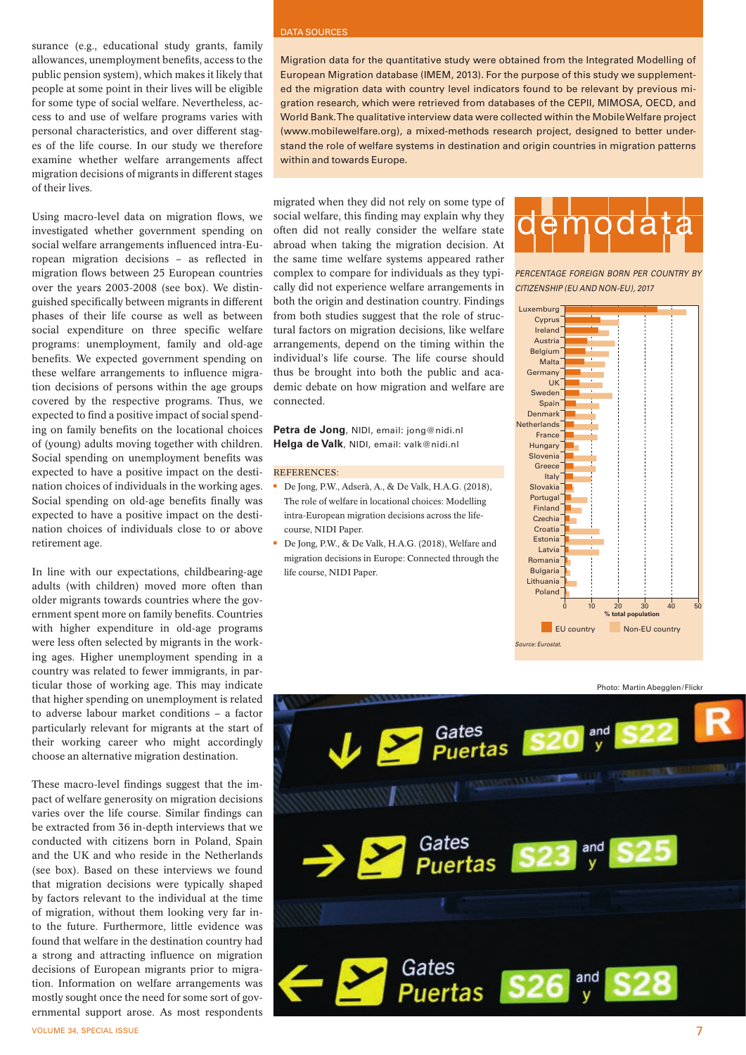surance (e.g., educational study grants, family allowances, unemployment benefits, access to the public pension system), which makes it likely that people at some point in their lives will be eligible for some type of social welfare. Nevertheless, access to and use of welfare programs varies with personal characteristics, and over different stages of the life course. In our study we therefore examine whether welfare arrangements affect migration decisions of migrants in different stages of their lives.

Using macro-level data on migration flows, we investigated whether government spending on social welfare arrangements influenced intra-European migration decisions – as reflected in migration flows between 25 European countries over the years 2003-2008 (see box). We distinguished specifically between migrants in different phases of their life course as well as between social expenditure on three specific welfare programs: unemployment, family and old-age benefits. We expected government spending on these welfare arrangements to influence migration decisions of persons within the age groups covered by the respective programs. Thus, we expected to find a positive impact of social spending on family benefits on the locational choices of (young) adults moving together with children. Social spending on unemployment benefits was expected to have a positive impact on the destination choices of individuals in the working ages. Social spending on old-age benefits finally was expected to have a positive impact on the destination choices of individuals close to or above retirement age.

In line with our expectations, childbearing-age adults (with children) moved more often than older migrants towards countries where the government spent more on family benefits. Countries with higher expenditure in old-age programs were less often selected by migrants in the working ages. Higher unemployment spending in a country was related to fewer immigrants, in particular those of working age. This may indicate that higher spending on unemployment is related to adverse labour market conditions – a factor particularly relevant for migrants at the start of their working career who might accordingly choose an alternative migration destination.

These macro-level findings suggest that the impact of welfare generosity on migration decisions varies over the life course. Similar findings can be extracted from 36 in-depth interviews that we conducted with citizens born in Poland, Spain and the UK and who reside in the Netherlands (see box). Based on these interviews we found that migration decisions were typically shaped by factors relevant to the individual at the time of migration, without them looking very far into the future. Furthermore, little evidence was found that welfare in the destination country had a strong and attracting influence on migration decisions of European migrants prior to migration. Information on welfare arrangements was mostly sought once the need for some sort of governmental support arose. As most respondents migrated when they did not rely on some type of social welfare, this finding may explain why they often did not really consider the welfare state abroad when taking the migration decision. At the same time welfare systems appeared rather complex to compare for individuals as they typically did not experience welfare arrangements in both the origin and destination country. Findings from both studies suggest that the role of structural factors on migration decisions, like welfare arrangements, depend on the timing within the individual's life course. The life course should thus be brought into both the public and academic debate on how migration and welfare are connected.

**Petra de Jong**, NIDI, email: jong@nidi.nl
**Helga de Valk**, NIDI, email: valk@nidi.nl

REFERENCES:

- De Jong, P.W., Adserà, A., & De Valk, H.A.G. (2018), The role of welfare in locational choices: Modelling intra-European migration decisions across the life-course, NIDI Paper.
- De Jong, P.W. and De Valk, H.A.G. (2018), Welfare and migration decisions in Europe: Connected through the life course, NIDI Paper.

## DATA SOURCES

Migration data for the quantitative study were obtained from the Integrated Modelling of European Migration database (IMEM, 2013). For the purpose of this study we supplemented the migration data with country level indicators found to be relevant by previous migration research, which were retrieved from databases of the CEPII, MIMOSA, OECD, and World Bank. The qualitative interview data were collected within the MobileWelfare project (www.mobilewelfare.org), a mixed-methods research project, designed to better understand the role of welfare systems in destination and origin countries in migration patterns within and towards Europe.

## demodata

*PERCENTAGE FOREIGN BORN PER COUNTRY BY CITIZENSHIP (EU AND NON-EU), 2017*

Luxemburg
Cyprus
Ireland
Austria
Belgium
Malta
Germany
UK
Sweden
Spain
Denmark
Netherlands
France
Hungary
Slovenia
Greece
Italy
Slovakia
Portugal
Finland
Czechia
Croatia
Estonia
Latvia
Romania
Bulgaria
Lithuania
Poland

0 10 20 30 40 50
% total population

EU country
Non-EU country

*Source: Eurostat.*

Photo: Martin Abegglen/Flickr